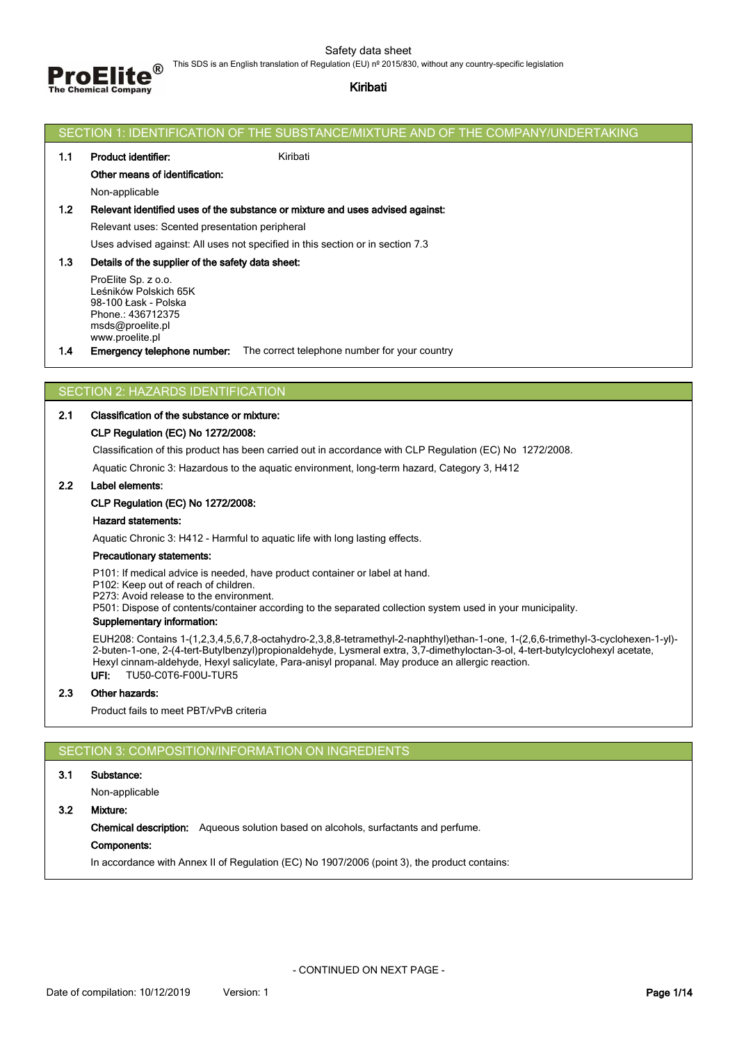Safety data sheet

This SDS is an English translation of Regulation (EU) nº 2015/830, without any country-specific legislation

**Kiribati**

## SECTION 1: IDENTIFICATION OF THE SUBSTANCE/MIXTURE AND OF THE COMPANY/UNDERTAKING

**1.1 Product identifier:** Kiribati

**Other means of identification:**

Non-applicable

**1.2 Relevant identified uses of the substance or mixture and uses advised against:**

Relevant uses: Scented presentation peripheral

Uses advised against: All uses not specified in this section or in section 7.3

**1.3 Details of the supplier of the safety data sheet:**

ProElite Sp. z o.o.
Leśników Polskich 65K
98-100 Łask - Polska
Phone.: 436712375
msds@proelite.pl
www.proelite.pl

**1.4 Emergency telephone number:** The correct telephone number for your country

## SECTION 2: HAZARDS IDENTIFICATION

**2.1 Classification of the substance or mixture:**

**CLP Regulation (EC) No 1272/2008:**

Classification of this product has been carried out in accordance with CLP Regulation (EC) No 1272/2008.

Aquatic Chronic 3: Hazardous to the aquatic environment, long-term hazard, Category 3, H412

**2.2 Label elements:**

**CLP Regulation (EC) No 1272/2008:**

**Hazard statements:**

Aquatic Chronic 3: H412 - Harmful to aquatic life with long lasting effects.

**Precautionary statements:**

P101: If medical advice is needed, have product container or label at hand.
P102: Keep out of reach of children.
P273: Avoid release to the environment.
P501: Dispose of contents/container according to the separated collection system used in your municipality.

**Supplementary information:**

EUH208: Contains 1-(1,2,3,4,5,6,7,8-octahydro-2,3,8,8-tetramethyl-2-naphthyl)ethan-1-one, 1-(2,6,6-trimethyl-3-cyclohexen-1-yl)-2-buten-1-one, 2-(4-tert-Butylbenzyl)propionaldehyde, Lysmeral extra, 3,7-dimethyloctan-3-ol, 4-tert-butylcyclohexyl acetate, Hexyl cinnam-aldehyde, Hexyl salicylate, Para-anisyl propanal. May produce an allergic reaction.

**UFI:** TU50-C0T6-F00U-TUR5

**2.3 Other hazards:**

Product fails to meet PBT/vPvB criteria

## SECTION 3: COMPOSITION/INFORMATION ON INGREDIENTS

**3.1 Substance:**

Non-applicable

**3.2 Mixture:**

**Chemical description:** Aqueous solution based on alcohols, surfactants and perfume.

**Components:**

In accordance with Annex II of Regulation (EC) No 1907/2006 (point 3), the product contains:

- CONTINUED ON NEXT PAGE -

Date of compilation: 10/12/2019 Version: 1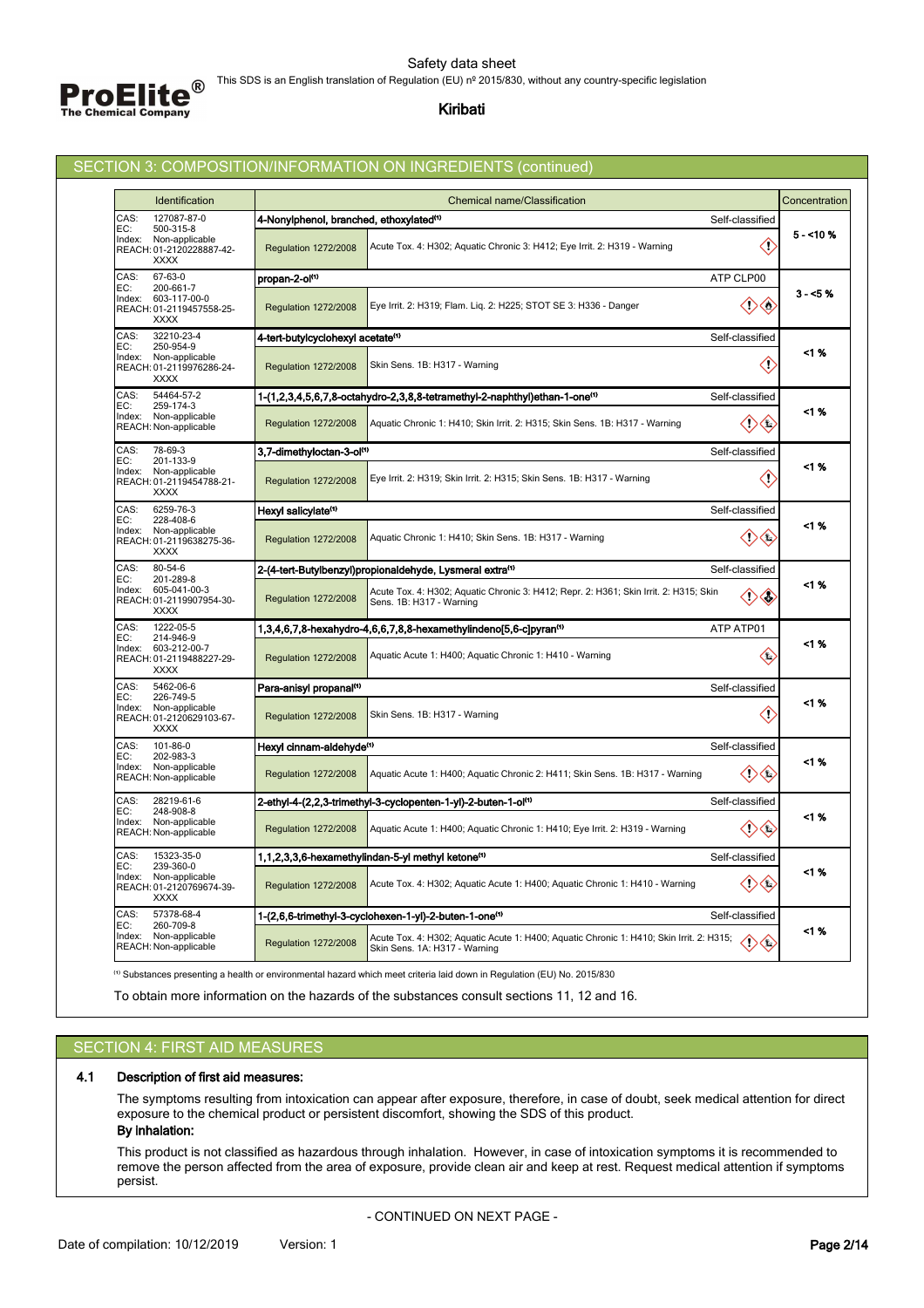## SECTION 3: COMPOSITION/INFORMATION ON INGREDIENTS (continued)

| Identification | Chemical name/Classification | | Concentration |
|---|---|---|---|
| CAS: 127087-87-0<br>EC: 500-315-8<br>Index: Non-applicable<br>REACH: 01-2120228887-42-XXXX | 4-Nonylphenol, branched, ethoxylated[1] | Self-classified | 5 - <10 % |
| | Regulation 1272/2008 | Acute Tox. 4: H302; Aquatic Chronic 3: H412; Eye Irrit. 2: H319 - Warning | |
| CAS: 67-63-0<br>EC: 200-661-7<br>Index: 603-117-00-0<br>REACH: 01-2119457558-25-XXXX | propan-2-ol[1] | ATP CLP00 | 3 - <5 % |
| | Regulation 1272/2008 | Eye Irrit. 2: H319; Flam. Liq. 2: H225; STOT SE 3: H336 - Danger | |
| CAS: 32210-23-4<br>EC: 250-954-9<br>Index: Non-applicable<br>REACH: 01-2119976286-24-XXXX | 4-tert-butylcyclohexyl acetate[1] | Self-classified | <1 % |
| | Regulation 1272/2008 | Skin Sens. 1B: H317 - Warning | |
| CAS: 54464-57-2<br>EC: 259-174-3<br>Index: Non-applicable<br>REACH: Non-applicable | 1-(1,2,3,4,5,6,7,8-octahydro-2,3,8,8-tetramethyl-2-naphthyl)ethan-1-one[1] | Self-classified | <1 % |
| | Regulation 1272/2008 | Aquatic Chronic 1: H410; Skin Irrit. 2: H315; Skin Sens. 1B: H317 - Warning | |
| CAS: 78-69-3<br>EC: 201-133-9<br>Index: Non-applicable<br>REACH: 01-2119454788-21-XXXX | 3,7-dimethyloctan-3-ol[1] | Self-classified | <1 % |
| | Regulation 1272/2008 | Eye Irrit. 2: H319; Skin Irrit. 2: H315; Skin Sens. 1B: H317 - Warning | |
| CAS: 6259-76-3<br>EC: 228-408-6<br>Index: Non-applicable<br>REACH: 01-2119638275-36-XXXX | Hexyl salicylate[1] | Self-classified | <1 % |
| | Regulation 1272/2008 | Aquatic Chronic 1: H410; Skin Sens. 1B: H317 - Warning | |
| CAS: 80-54-6<br>EC: 201-289-8<br>Index: 605-041-00-3<br>REACH: 01-2119907954-30-XXXX | 2-(4-tert-Butylbenzyl)propionaldehyde, Lysmeral extra[1] | Self-classified | <1 % |
| | Regulation 1272/2008 | Acute Tox. 4: H302; Aquatic Chronic 3: H412; Repr. 2: H361; Skin Irrit. 2: H315; Skin Sens. 1B: H317 - Warning | |
| CAS: 1222-05-5<br>EC: 214-946-9<br>Index: 603-212-00-7<br>REACH: 01-2119488227-29-XXXX | 1,3,4,6,7,8-hexahydro-4,6,6,7,8,8-hexamethylindeno[5,6-c]pyran[1] | ATP ATP01 | <1 % |
| | Regulation 1272/2008 | Aquatic Acute 1: H400; Aquatic Chronic 1: H410 - Warning | |
| CAS: 5462-06-6<br>EC: 226-749-5<br>Index: Non-applicable<br>REACH: 01-2120629103-67-XXXX | Para-anisyl propanal[1] | Self-classified | <1 % |
| | Regulation 1272/2008 | Skin Sens. 1B: H317 - Warning | |
| CAS: 101-86-0<br>EC: 202-983-3<br>Index: Non-applicable<br>REACH: Non-applicable | Hexyl cinnam-aldehyde[1] | Self-classified | <1 % |
| | Regulation 1272/2008 | Aquatic Acute 1: H400; Aquatic Chronic 2: H411; Skin Sens. 1B: H317 - Warning | |
| CAS: 28219-61-6<br>EC: 248-908-8<br>Index: Non-applicable<br>REACH: Non-applicable | 2-ethyl-4-(2,2,3-trimethyl-3-cyclopenten-1-yl)-2-buten-1-ol[1] | Self-classified | <1 % |
| | Regulation 1272/2008 | Aquatic Acute 1: H400; Aquatic Chronic 1: H410; Eye Irrit. 2: H319 - Warning | |
| CAS: 15323-35-0<br>EC: 239-360-0<br>Index: Non-applicable<br>REACH: 01-2120769674-39-XXXX | 1,1,2,3,3,6-hexamethylindan-5-yl methyl ketone[1] | Self-classified | <1 % |
| | Regulation 1272/2008 | Acute Tox. 4: H302; Aquatic Acute 1: H400; Aquatic Chronic 1: H410 - Warning | |
| CAS: 57378-68-4<br>EC: 260-709-8<br>Index: Non-applicable<br>REACH: Non-applicable | 1-(2,6,6-trimethyl-3-cyclohexen-1-yl)-2-buten-1-one[1] | Self-classified | <1 % |
| | Regulation 1272/2008 | Acute Tox. 4: H302; Aquatic Acute 1: H400; Aquatic Chronic 1: H410; Skin Irrit. 2: H315; Skin Sens. 1A: H317 - Warning | |

[1] Substances presenting a health or environmental hazard which meet criteria laid down in Regulation (EU) No. 2015/830

To obtain more information on the hazards of the substances consult sections 11, 12 and 16.

## SECTION 4: FIRST AID MEASURES

### 4.1 Description of first aid measures:

The symptoms resulting from intoxication can appear after exposure, therefore, in case of doubt, seek medical attention for direct exposure to the chemical product or persistent discomfort, showing the SDS of this product.

**By inhalation:**

This product is not classified as hazardous through inhalation. However, in case of intoxication symptoms it is recommended to remove the person affected from the area of exposure, provide clean air and keep at rest. Request medical attention if symptoms persist.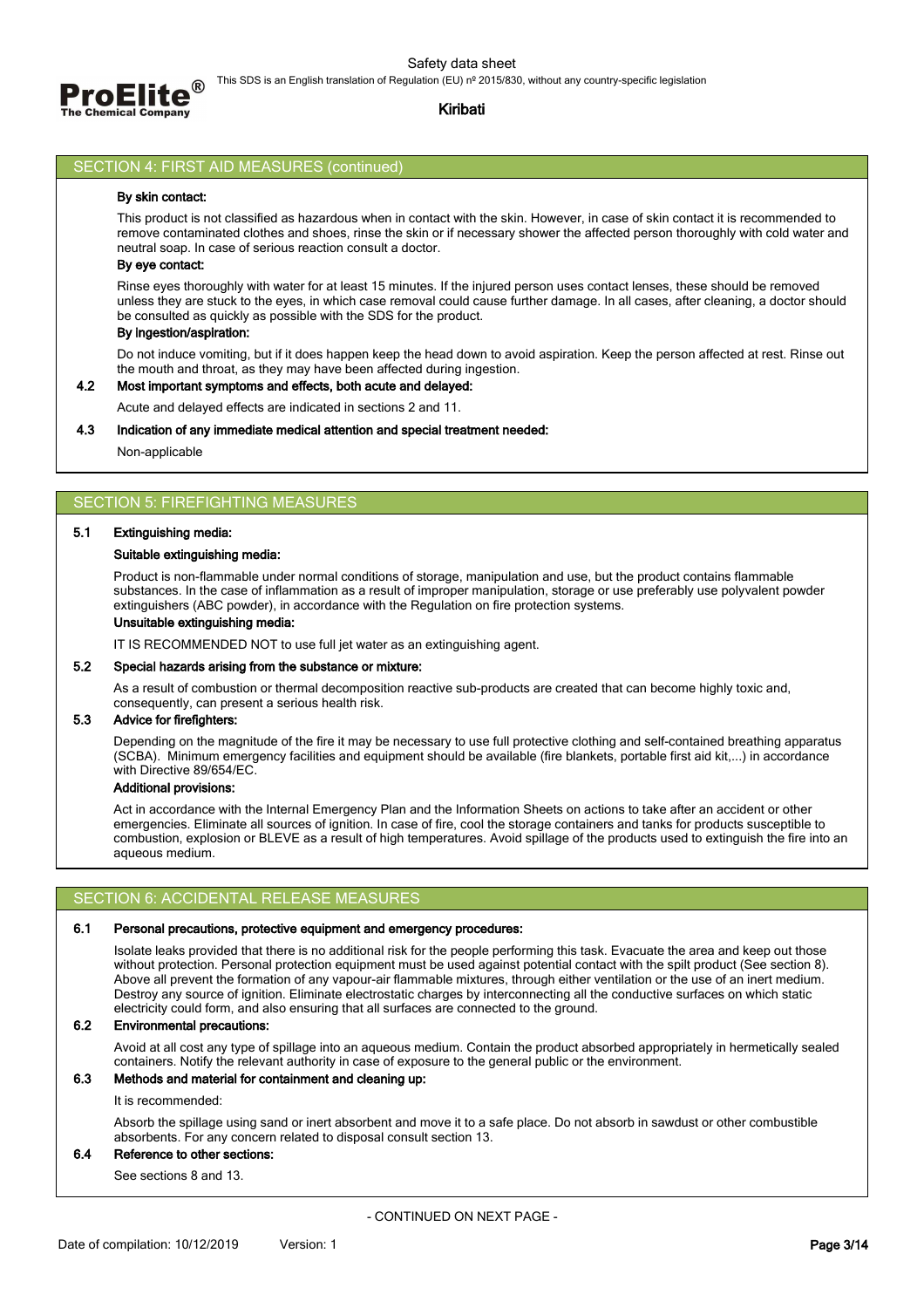## SECTION 4: FIRST AID MEASURES (continued)

**By skin contact:**

This product is not classified as hazardous when in contact with the skin. However, in case of skin contact it is recommended to remove contaminated clothes and shoes, rinse the skin or if necessary shower the affected person thoroughly with cold water and neutral soap. In case of serious reaction consult a doctor.

**By eye contact:**

Rinse eyes thoroughly with water for at least 15 minutes. If the injured person uses contact lenses, these should be removed unless they are stuck to the eyes, in which case removal could cause further damage. In all cases, after cleaning, a doctor should be consulted as quickly as possible with the SDS for the product.

**By ingestion/aspiration:**

Do not induce vomiting, but if it does happen keep the head down to avoid aspiration. Keep the person affected at rest. Rinse out the mouth and throat, as they may have been affected during ingestion.

### 4.2 Most important symptoms and effects, both acute and delayed:

Acute and delayed effects are indicated in sections 2 and 11.

### 4.3 Indication of any immediate medical attention and special treatment needed:

Non-applicable

## SECTION 5: FIREFIGHTING MEASURES

### 5.1 Extinguishing media:

**Suitable extinguishing media:**

Product is non-flammable under normal conditions of storage, manipulation and use, but the product contains flammable substances. In the case of inflammation as a result of improper manipulation, storage or use preferably use polyvalent powder extinguishers (ABC powder), in accordance with the Regulation on fire protection systems.

**Unsuitable extinguishing media:**

IT IS RECOMMENDED NOT to use full jet water as an extinguishing agent.

### 5.2 Special hazards arising from the substance or mixture:

As a result of combustion or thermal decomposition reactive sub-products are created that can become highly toxic and, consequently, can present a serious health risk.

### 5.3 Advice for firefighters:

Depending on the magnitude of the fire it may be necessary to use full protective clothing and self-contained breathing apparatus (SCBA). Minimum emergency facilities and equipment should be available (fire blankets, portable first aid kit,...) in accordance with Directive 89/654/EC.

**Additional provisions:**

Act in accordance with the Internal Emergency Plan and the Information Sheets on actions to take after an accident or other emergencies. Eliminate all sources of ignition. In case of fire, cool the storage containers and tanks for products susceptible to combustion, explosion or BLEVE as a result of high temperatures. Avoid spillage of the products used to extinguish the fire into an aqueous medium.

## SECTION 6: ACCIDENTAL RELEASE MEASURES

### 6.1 Personal precautions, protective equipment and emergency procedures:

Isolate leaks provided that there is no additional risk for the people performing this task. Evacuate the area and keep out those without protection. Personal protection equipment must be used against potential contact with the spilt product (See section 8). Above all prevent the formation of any vapour-air flammable mixtures, through either ventilation or the use of an inert medium. Destroy any source of ignition. Eliminate electrostatic charges by interconnecting all the conductive surfaces on which static electricity could form, and also ensuring that all surfaces are connected to the ground.

### 6.2 Environmental precautions:

Avoid at all cost any type of spillage into an aqueous medium. Contain the product absorbed appropriately in hermetically sealed containers. Notify the relevant authority in case of exposure to the general public or the environment.

### 6.3 Methods and material for containment and cleaning up:

It is recommended:

Absorb the spillage using sand or inert absorbent and move it to a safe place. Do not absorb in sawdust or other combustible absorbents. For any concern related to disposal consult section 13.

### 6.4 Reference to other sections:

See sections 8 and 13.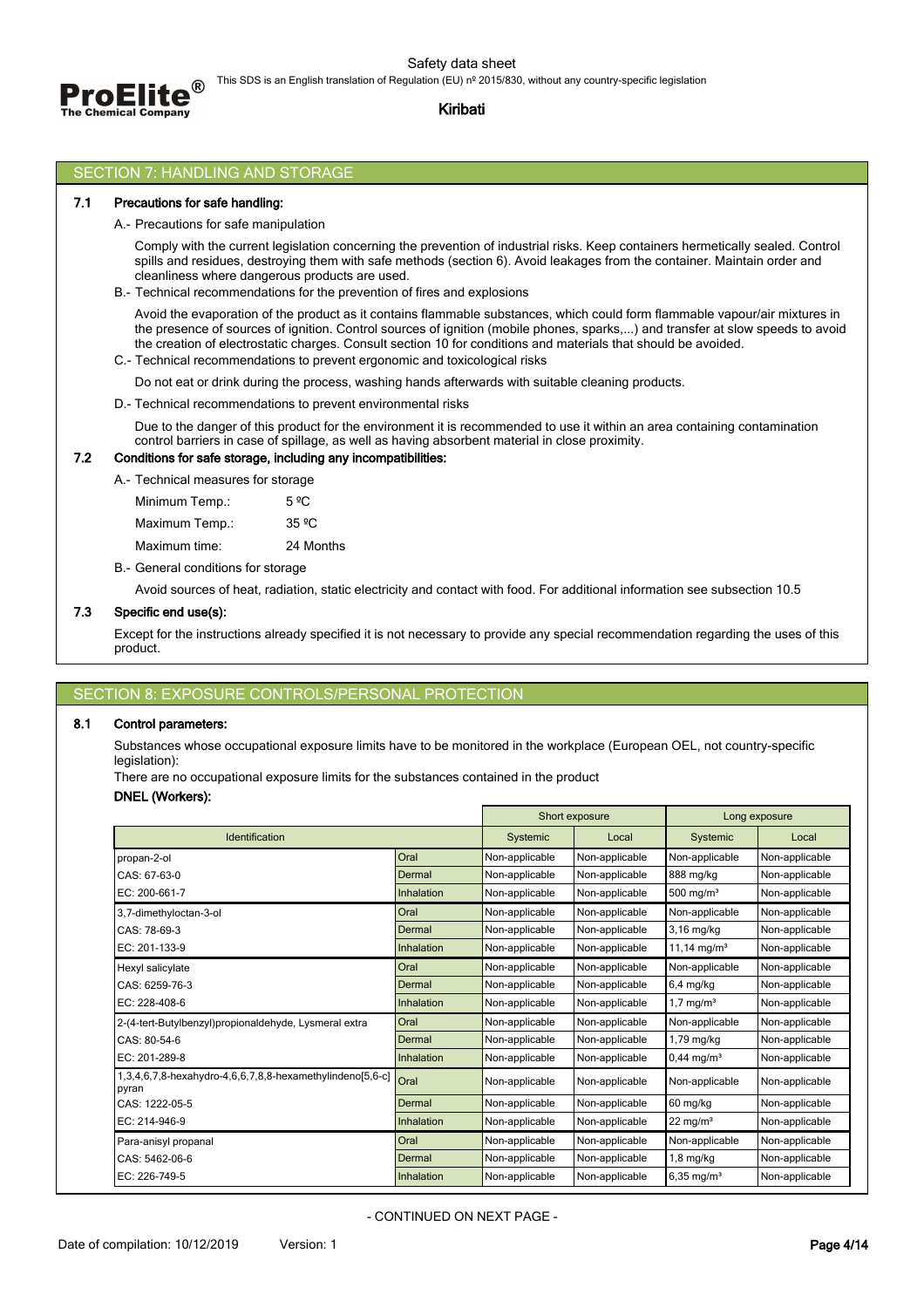## SECTION 7: HANDLING AND STORAGE

### 7.1 Precautions for safe handling:

A.- Precautions for safe manipulation

Comply with the current legislation concerning the prevention of industrial risks. Keep containers hermetically sealed. Control spills and residues, destroying them with safe methods (section 6). Avoid leakages from the container. Maintain order and cleanliness where dangerous products are used.

B.- Technical recommendations for the prevention of fires and explosions

Avoid the evaporation of the product as it contains flammable substances, which could form flammable vapour/air mixtures in the presence of sources of ignition. Control sources of ignition (mobile phones, sparks,...) and transfer at slow speeds to avoid the creation of electrostatic charges. Consult section 10 for conditions and materials that should be avoided.

C.- Technical recommendations to prevent ergonomic and toxicological risks

Do not eat or drink during the process, washing hands afterwards with suitable cleaning products.

D.- Technical recommendations to prevent environmental risks

Due to the danger of this product for the environment it is recommended to use it within an area containing contamination control barriers in case of spillage, as well as having absorbent material in close proximity.

### 7.2 Conditions for safe storage, including any incompatibilities:

A.- Technical measures for storage

| | |
|---|---|
| Minimum Temp.: | 5 ºC |
| Maximum Temp.: | 35 ºC |
| Maximum time: | 24 Months |

B.- General conditions for storage

Avoid sources of heat, radiation, static electricity and contact with food. For additional information see subsection 10.5

### 7.3 Specific end use(s):

Except for the instructions already specified it is not necessary to provide any special recommendation regarding the uses of this product.

## SECTION 8: EXPOSURE CONTROLS/PERSONAL PROTECTION

### 8.1 Control parameters:

Substances whose occupational exposure limits have to be monitored in the workplace (European OEL, not country-specific legislation):

There are no occupational exposure limits for the substances contained in the product

**DNEL (Workers):**

| | | Short exposure | | Long exposure | |
|---|---|---|---|---|---|
| Identification | | Systemic | Local | Systemic | Local |
| propan-2-ol | Oral | Non-applicable | Non-applicable | Non-applicable | Non-applicable |
| CAS: 67-63-0 | Dermal | Non-applicable | Non-applicable | 888 mg/kg | Non-applicable |
| EC: 200-661-7 | Inhalation | Non-applicable | Non-applicable | 500 mg/m³ | Non-applicable |
| 3,7-dimethyloctan-3-ol | Oral | Non-applicable | Non-applicable | Non-applicable | Non-applicable |
| CAS: 78-69-3 | Dermal | Non-applicable | Non-applicable | 3,16 mg/kg | Non-applicable |
| EC: 201-133-9 | Inhalation | Non-applicable | Non-applicable | 11,14 mg/m³ | Non-applicable |
| Hexyl salicylate | Oral | Non-applicable | Non-applicable | Non-applicable | Non-applicable |
| CAS: 6259-76-3 | Dermal | Non-applicable | Non-applicable | 6,4 mg/kg | Non-applicable |
| EC: 228-408-6 | Inhalation | Non-applicable | Non-applicable | 1,7 mg/m³ | Non-applicable |
| 2-(4-tert-Butylbenzyl)propionaldehyde, Lysmeral extra | Oral | Non-applicable | Non-applicable | Non-applicable | Non-applicable |
| CAS: 80-54-6 | Dermal | Non-applicable | Non-applicable | 1,79 mg/kg | Non-applicable |
| EC: 201-289-8 | Inhalation | Non-applicable | Non-applicable | 0,44 mg/m³ | Non-applicable |
| 1,3,4,6,7,8-hexahydro-4,6,6,7,8,8-hexamethylindeno[5,6-c]pyran | Oral | Non-applicable | Non-applicable | Non-applicable | Non-applicable |
| CAS: 1222-05-5 | Dermal | Non-applicable | Non-applicable | 60 mg/kg | Non-applicable |
| EC: 214-946-9 | Inhalation | Non-applicable | Non-applicable | 22 mg/m³ | Non-applicable |
| Para-anisyl propanal | Oral | Non-applicable | Non-applicable | Non-applicable | Non-applicable |
| CAS: 5462-06-6 | Dermal | Non-applicable | Non-applicable | 1,8 mg/kg | Non-applicable |
| EC: 226-749-5 | Inhalation | Non-applicable | Non-applicable | 6,35 mg/m³ | Non-applicable |

- CONTINUED ON NEXT PAGE -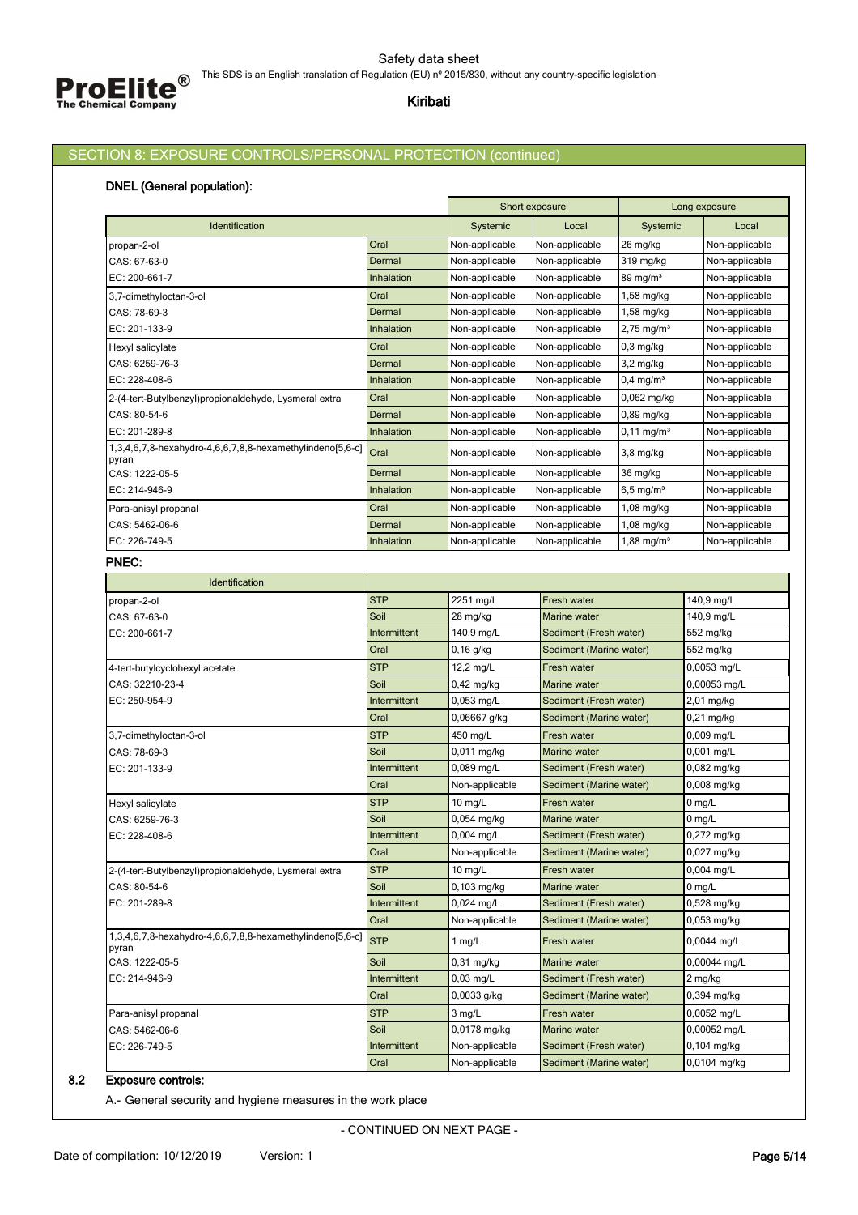## SECTION 8: EXPOSURE CONTROLS/PERSONAL PROTECTION (continued)

**DNEL (General population):**

| Identification | | Short exposure | | Long exposure | |
|---|---|---|---|---|---|
| | | Systemic | Local | Systemic | Local |
| propan-2-ol | Oral | Non-applicable | Non-applicable | 26 mg/kg | Non-applicable |
| CAS: 67-63-0 | Dermal | Non-applicable | Non-applicable | 319 mg/kg | Non-applicable |
| EC: 200-661-7 | Inhalation | Non-applicable | Non-applicable | 89 mg/m³ | Non-applicable |
| 3,7-dimethyloctan-3-ol | Oral | Non-applicable | Non-applicable | 1,58 mg/kg | Non-applicable |
| CAS: 78-69-3 | Dermal | Non-applicable | Non-applicable | 1,58 mg/kg | Non-applicable |
| EC: 201-133-9 | Inhalation | Non-applicable | Non-applicable | 2,75 mg/m³ | Non-applicable |
| Hexyl salicylate | Oral | Non-applicable | Non-applicable | 0,3 mg/kg | Non-applicable |
| CAS: 6259-76-3 | Dermal | Non-applicable | Non-applicable | 3,2 mg/kg | Non-applicable |
| EC: 228-408-6 | Inhalation | Non-applicable | Non-applicable | 0,4 mg/m³ | Non-applicable |
| 2-(4-tert-Butylbenzyl)propionaldehyde, Lysmeral extra | Oral | Non-applicable | Non-applicable | 0,062 mg/kg | Non-applicable |
| CAS: 80-54-6 | Dermal | Non-applicable | Non-applicable | 0,89 mg/kg | Non-applicable |
| EC: 201-289-8 | Inhalation | Non-applicable | Non-applicable | 0,11 mg/m³ | Non-applicable |
| 1,3,4,6,7,8-hexahydro-4,6,6,7,8,8-hexamethylindeno[5,6-c]pyran | Oral | Non-applicable | Non-applicable | 3,8 mg/kg | Non-applicable |
| CAS: 1222-05-5 | Dermal | Non-applicable | Non-applicable | 36 mg/kg | Non-applicable |
| EC: 214-946-9 | Inhalation | Non-applicable | Non-applicable | 6,5 mg/m³ | Non-applicable |
| Para-anisyl propanal | Oral | Non-applicable | Non-applicable | 1,08 mg/kg | Non-applicable |
| CAS: 5462-06-6 | Dermal | Non-applicable | Non-applicable | 1,08 mg/kg | Non-applicable |
| EC: 226-749-5 | Inhalation | Non-applicable | Non-applicable | 1,88 mg/m³ | Non-applicable |

**PNEC:**

| Identification | | | | |
|---|---|---|---|---|
| propan-2-ol | STP | 2251 mg/L | Fresh water | 140,9 mg/L |
| CAS: 67-63-0 | Soil | 28 mg/kg | Marine water | 140,9 mg/L |
| EC: 200-661-7 | Intermittent | 140,9 mg/L | Sediment (Fresh water) | 552 mg/kg |
| | Oral | 0,16 g/kg | Sediment (Marine water) | 552 mg/kg |
| 4-tert-butylcyclohexyl acetate | STP | 12,2 mg/L | Fresh water | 0,0053 mg/L |
| CAS: 32210-23-4 | Soil | 0,42 mg/kg | Marine water | 0,00053 mg/L |
| EC: 250-954-9 | Intermittent | 0,053 mg/L | Sediment (Fresh water) | 2,01 mg/kg |
| | Oral | 0,06667 g/kg | Sediment (Marine water) | 0,21 mg/kg |
| 3,7-dimethyloctan-3-ol | STP | 450 mg/L | Fresh water | 0,009 mg/L |
| CAS: 78-69-3 | Soil | 0,011 mg/kg | Marine water | 0,001 mg/L |
| EC: 201-133-9 | Intermittent | 0,089 mg/L | Sediment (Fresh water) | 0,082 mg/kg |
| | Oral | Non-applicable | Sediment (Marine water) | 0,008 mg/kg |
| Hexyl salicylate | STP | 10 mg/L | Fresh water | 0 mg/L |
| CAS: 6259-76-3 | Soil | 0,054 mg/kg | Marine water | 0 mg/L |
| EC: 228-408-6 | Intermittent | 0,004 mg/L | Sediment (Fresh water) | 0,272 mg/kg |
| | Oral | Non-applicable | Sediment (Marine water) | 0,027 mg/kg |
| 2-(4-tert-Butylbenzyl)propionaldehyde, Lysmeral extra | STP | 10 mg/L | Fresh water | 0,004 mg/L |
| CAS: 80-54-6 | Soil | 0,103 mg/kg | Marine water | 0 mg/L |
| EC: 201-289-8 | Intermittent | 0,024 mg/L | Sediment (Fresh water) | 0,528 mg/kg |
| | Oral | Non-applicable | Sediment (Marine water) | 0,053 mg/kg |
| 1,3,4,6,7,8-hexahydro-4,6,6,7,8,8-hexamethylindeno[5,6-c]pyran | STP | 1 mg/L | Fresh water | 0,0044 mg/L |
| CAS: 1222-05-5 | Soil | 0,31 mg/kg | Marine water | 0,00044 mg/L |
| EC: 214-946-9 | Intermittent | 0,03 mg/L | Sediment (Fresh water) | 2 mg/kg |
| | Oral | 0,0033 g/kg | Sediment (Marine water) | 0,394 mg/kg |
| Para-anisyl propanal | STP | 3 mg/L | Fresh water | 0,0052 mg/L |
| CAS: 5462-06-6 | Soil | 0,0178 mg/kg | Marine water | 0,00052 mg/L |
| EC: 226-749-5 | Intermittent | Non-applicable | Sediment (Fresh water) | 0,104 mg/kg |
| | Oral | Non-applicable | Sediment (Marine water) | 0,0104 mg/kg |

### 8.2 Exposure controls:

A.- General security and hygiene measures in the work place

- CONTINUED ON NEXT PAGE -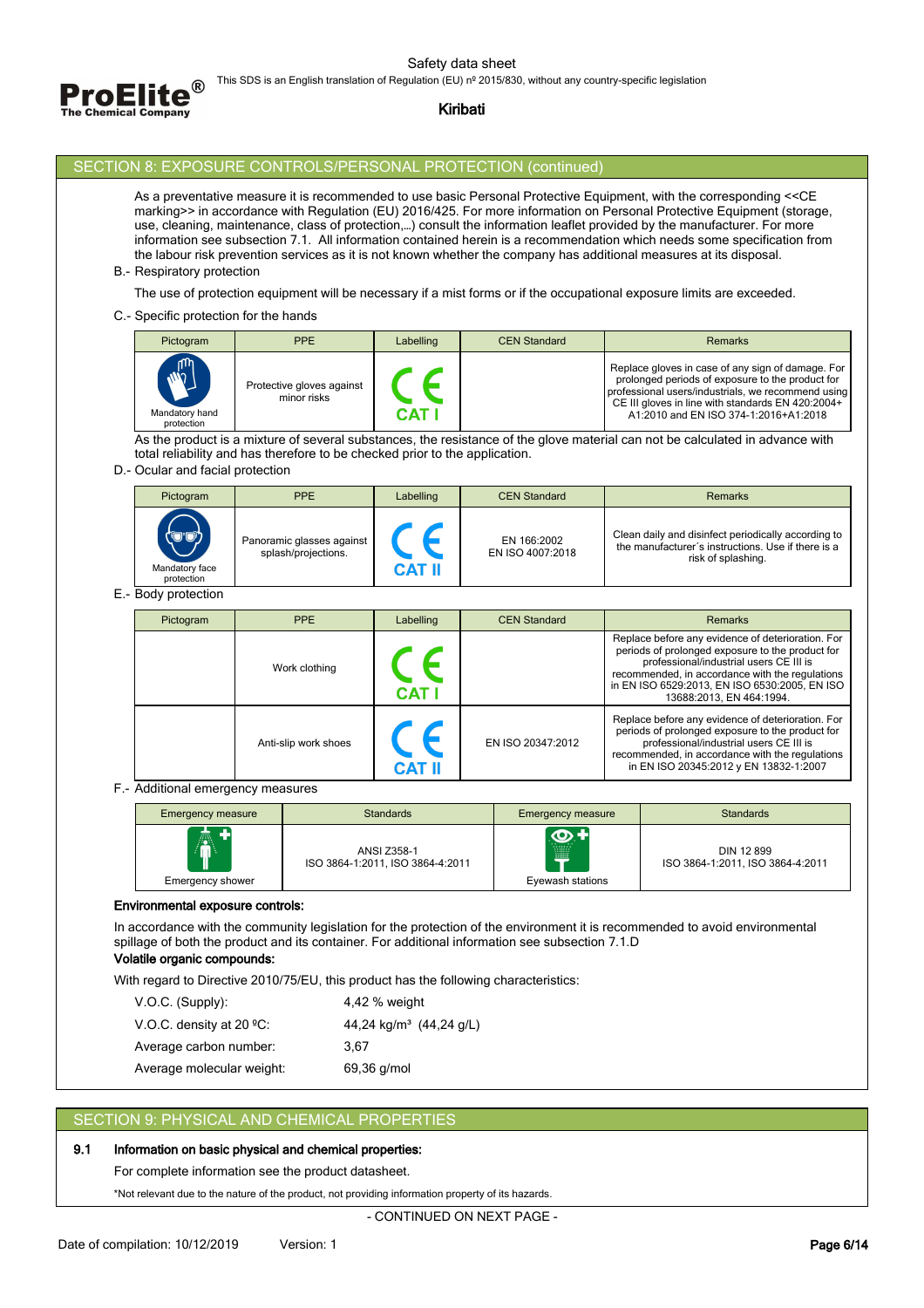## SECTION 8: EXPOSURE CONTROLS/PERSONAL PROTECTION (continued)

As a preventative measure it is recommended to use basic Personal Protective Equipment, with the corresponding <<CE marking>> in accordance with Regulation (EU) 2016/425. For more information on Personal Protective Equipment (storage, use, cleaning, maintenance, class of protection,…) consult the information leaflet provided by the manufacturer. For more information see subsection 7.1. All information contained herein is a recommendation which needs some specification from the labour risk prevention services as it is not known whether the company has additional measures at its disposal.

B.- Respiratory protection

The use of protection equipment will be necessary if a mist forms or if the occupational exposure limits are exceeded.

C.- Specific protection for the hands

| Pictogram | PPE | Labelling | CEN Standard | Remarks |
|---|---|---|---|---|
| Mandatory hand protection | Protective gloves against minor risks | CE CAT I | | Replace gloves in case of any sign of damage. For prolonged periods of exposure to the product for professional users/industrials, we recommend using CE III gloves in line with standards EN 420:2004+ A1:2010 and EN ISO 374-1:2016+A1:2018 |

As the product is a mixture of several substances, the resistance of the glove material can not be calculated in advance with total reliability and has therefore to be checked prior to the application.

D.- Ocular and facial protection

| Pictogram | PPE | Labelling | CEN Standard | Remarks |
|---|---|---|---|---|
| Mandatory face protection | Panoramic glasses against splash/projections. | CE CAT II | EN 166:2002 EN ISO 4007:2018 | Clean daily and disinfect periodically according to the manufacturer´s instructions. Use if there is a risk of splashing. |

E.- Body protection

| Pictogram | PPE | Labelling | CEN Standard | Remarks |
|---|---|---|---|---|
| | Work clothing | CE CAT I | | Replace before any evidence of deterioration. For periods of prolonged exposure to the product for professional/industrial users CE III is recommended, in accordance with the regulations in EN ISO 6529:2013, EN ISO 6530:2005, EN ISO 13688:2013, EN 464:1994. |
| | Anti-slip work shoes | CE CAT II | EN ISO 20347:2012 | Replace before any evidence of deterioration. For periods of prolonged exposure to the product for professional/industrial users CE III is recommended, in accordance with the regulations in EN ISO 20345:2012 y EN 13832-1:2007 |

F.- Additional emergency measures

| Emergency measure | Standards | Emergency measure | Standards |
|---|---|---|---|
| Emergency shower | ANSI Z358-1 ISO 3864-1:2011, ISO 3864-4:2011 | Eyewash stations | DIN 12 899 ISO 3864-1:2011, ISO 3864-4:2011 |

**Environmental exposure controls:**

In accordance with the community legislation for the protection of the environment it is recommended to avoid environmental spillage of both the product and its container. For additional information see subsection 7.1.D

**Volatile organic compounds:**

With regard to Directive 2010/75/EU, this product has the following characteristics:

| | |
|---|---|
| V.O.C. (Supply): | 4,42 % weight |
| V.O.C. density at 20 ºC: | 44,24 kg/m³ (44,24 g/L) |
| Average carbon number: | 3,67 |
| Average molecular weight: | 69,36 g/mol |

## SECTION 9: PHYSICAL AND CHEMICAL PROPERTIES

### 9.1 Information on basic physical and chemical properties:

For complete information see the product datasheet.

*Not relevant due to the nature of the product, not providing information property of its hazards.

- CONTINUED ON NEXT PAGE -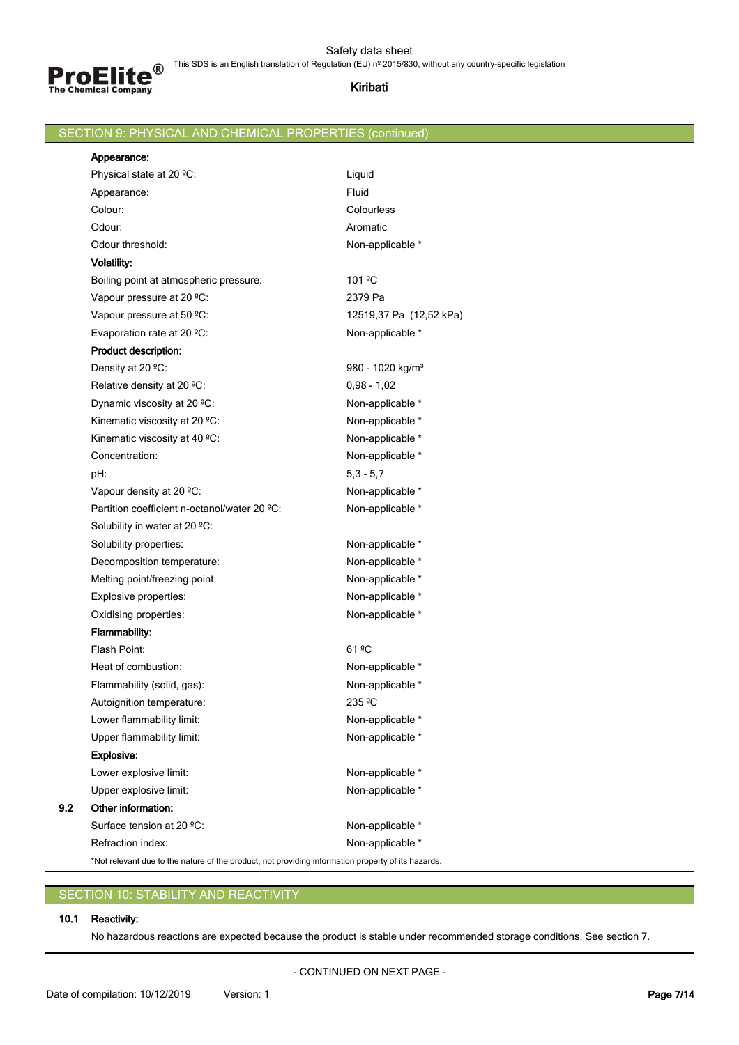## SECTION 9: PHYSICAL AND CHEMICAL PROPERTIES (continued)

**Appearance:**

| | |
|---|---|
| Physical state at 20 ºC: | Liquid |
| Appearance: | Fluid |
| Colour: | Colourless |
| Odour: | Aromatic |
| Odour threshold: | Non-applicable * |

**Volatility:**

| | |
|---|---|
| Boiling point at atmospheric pressure: | 101 ºC |
| Vapour pressure at 20 ºC: | 2379 Pa |
| Vapour pressure at 50 ºC: | 12519,37 Pa (12,52 kPa) |
| Evaporation rate at 20 ºC: | Non-applicable * |

**Product description:**

| | |
|---|---|
| Density at 20 ºC: | 980 - 1020 kg/m³ |
| Relative density at 20 ºC: | 0,98 - 1,02 |
| Dynamic viscosity at 20 ºC: | Non-applicable * |
| Kinematic viscosity at 20 ºC: | Non-applicable * |
| Kinematic viscosity at 40 ºC: | Non-applicable * |
| Concentration: | Non-applicable * |
| pH: | 5,3 - 5,7 |
| Vapour density at 20 ºC: | Non-applicable * |
| Partition coefficient n-octanol/water 20 ºC: | Non-applicable * |
| Solubility in water at 20 ºC: | |
| Solubility properties: | Non-applicable * |
| Decomposition temperature: | Non-applicable * |
| Melting point/freezing point: | Non-applicable * |
| Explosive properties: | Non-applicable * |
| Oxidising properties: | Non-applicable * |

**Flammability:**

| | |
|---|---|
| Flash Point: | 61 ºC |
| Heat of combustion: | Non-applicable * |
| Flammability (solid, gas): | Non-applicable * |
| Autoignition temperature: | 235 ºC |
| Lower flammability limit: | Non-applicable * |
| Upper flammability limit: | Non-applicable * |

**Explosive:**

| | |
|---|---|
| Lower explosive limit: | Non-applicable * |
| Upper explosive limit: | Non-applicable * |

**9.2 Other information:**

| | |
|---|---|
| Surface tension at 20 ºC: | Non-applicable * |
| Refraction index: | Non-applicable * |

*Not relevant due to the nature of the product, not providing information property of its hazards.

## SECTION 10: STABILITY AND REACTIVITY

**10.1 Reactivity:**

No hazardous reactions are expected because the product is stable under recommended storage conditions. See section 7.

- CONTINUED ON NEXT PAGE -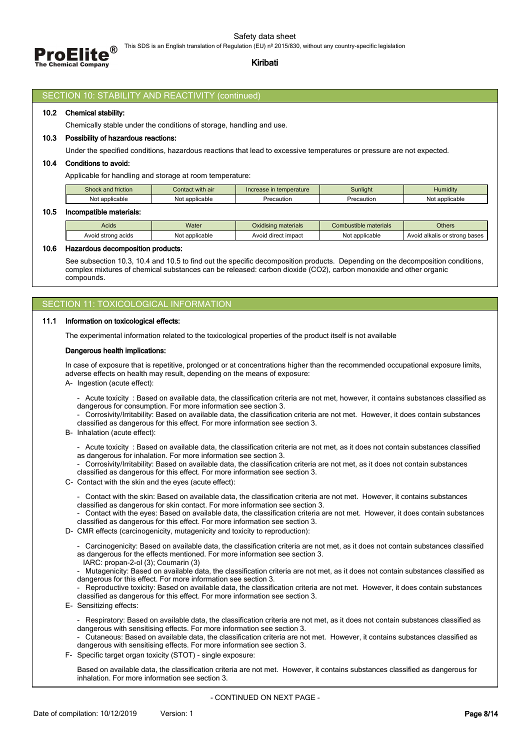## SECTION 10: STABILITY AND REACTIVITY (continued)

### 10.2 Chemical stability:

Chemically stable under the conditions of storage, handling and use.

### 10.3 Possibility of hazardous reactions:

Under the specified conditions, hazardous reactions that lead to excessive temperatures or pressure are not expected.

### 10.4 Conditions to avoid:

Applicable for handling and storage at room temperature:

| Shock and friction | Contact with air | Increase in temperature | Sunlight | Humidity |
|---|---|---|---|---|
| Not applicable | Not applicable | Precaution | Precaution | Not applicable |

### 10.5 Incompatible materials:

| Acids | Water | Oxidising materials | Combustible materials | Others |
|---|---|---|---|---|
| Avoid strong acids | Not applicable | Avoid direct impact | Not applicable | Avoid alkalis or strong bases |

### 10.6 Hazardous decomposition products:

See subsection 10.3, 10.4 and 10.5 to find out the specific decomposition products. Depending on the decomposition conditions, complex mixtures of chemical substances can be released: carbon dioxide ($CO_2$), carbon monoxide and other organic compounds.

## SECTION 11: TOXICOLOGICAL INFORMATION

### 11.1 Information on toxicological effects:

The experimental information related to the toxicological properties of the product itself is not available

**Dangerous health implications:**

In case of exposure that is repetitive, prolonged or at concentrations higher than the recommended occupational exposure limits, adverse effects on health may result, depending on the means of exposure:

A- Ingestion (acute effect):

- Acute toxicity : Based on available data, the classification criteria are not met, however, it contains substances classified as dangerous for consumption. For more information see section 3.
- Corrosivity/Irritability: Based on available data, the classification criteria are not met. However, it does contain substances classified as dangerous for this effect. For more information see section 3.

B- Inhalation (acute effect):

- Acute toxicity : Based on available data, the classification criteria are not met, as it does not contain substances classified as dangerous for inhalation. For more information see section 3.
- Corrosivity/Irritability: Based on available data, the classification criteria are not met, as it does not contain substances classified as dangerous for this effect. For more information see section 3.

C- Contact with the skin and the eyes (acute effect):

- Contact with the skin: Based on available data, the classification criteria are not met. However, it contains substances classified as dangerous for skin contact. For more information see section 3.
- Contact with the eyes: Based on available data, the classification criteria are not met. However, it does contain substances classified as dangerous for this effect. For more information see section 3.

D- CMR effects (carcinogenicity, mutagenicity and toxicity to reproduction):

- Carcinogenicity: Based on available data, the classification criteria are not met, as it does not contain substances classified as dangerous for the effects mentioned. For more information see section 3.
  IARC: propan-2-ol (3); Coumarin (3)
- Mutagenicity: Based on available data, the classification criteria are not met, as it does not contain substances classified as dangerous for this effect. For more information see section 3.
- Reproductive toxicity: Based on available data, the classification criteria are not met. However, it does contain substances classified as dangerous for this effect. For more information see section 3.

E- Sensitizing effects:

- Respiratory: Based on available data, the classification criteria are not met, as it does not contain substances classified as dangerous with sensitising effects. For more information see section 3.
- Cutaneous: Based on available data, the classification criteria are not met. However, it contains substances classified as dangerous with sensitising effects. For more information see section 3.

F- Specific target organ toxicity (STOT) - single exposure:

Based on available data, the classification criteria are not met. However, it contains substances classified as dangerous for inhalation. For more information see section 3.

- CONTINUED ON NEXT PAGE -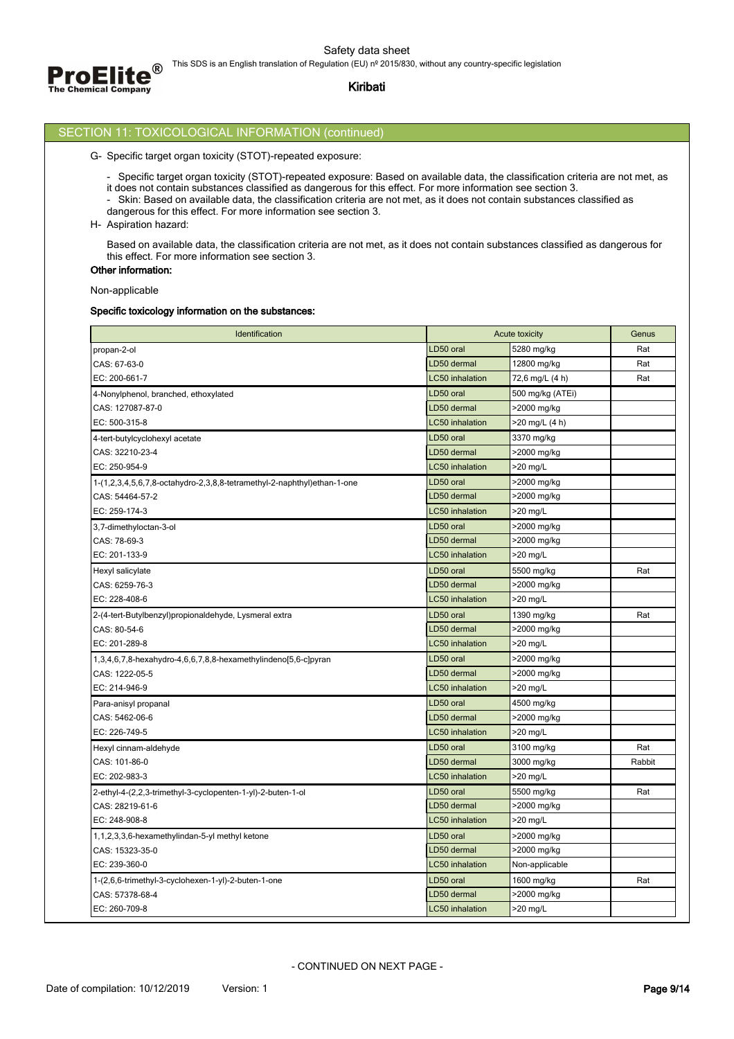## SECTION 11: TOXICOLOGICAL INFORMATION (continued)

G- Specific target organ toxicity (STOT)-repeated exposure:

- Specific target organ toxicity (STOT)-repeated exposure: Based on available data, the classification criteria are not met, as it does not contain substances classified as dangerous for this effect. For more information see section 3.
- Skin: Based on available data, the classification criteria are not met, as it does not contain substances classified as dangerous for this effect. For more information see section 3.

H- Aspiration hazard:

Based on available data, the classification criteria are not met, as it does not contain substances classified as dangerous for this effect. For more information see section 3.

**Other information:**

Non-applicable

**Specific toxicology information on the substances:**

| Identification | Acute toxicity | | Genus |
|---|---|---|---|
| propan-2-ol | LD50 oral | 5280 mg/kg | Rat |
| CAS: 67-63-0 | LD50 dermal | 12800 mg/kg | Rat |
| EC: 200-661-7 | LC50 inhalation | 72,6 mg/L (4 h) | Rat |
| 4-Nonylphenol, branched, ethoxylated | LD50 oral | 500 mg/kg (ATEi) | |
| CAS: 127087-87-0 | LD50 dermal | >2000 mg/kg | |
| EC: 500-315-8 | LC50 inhalation | >20 mg/L (4 h) | |
| 4-tert-butylcyclohexyl acetate | LD50 oral | 3370 mg/kg | |
| CAS: 32210-23-4 | LD50 dermal | >2000 mg/kg | |
| EC: 250-954-9 | LC50 inhalation | >20 mg/L | |
| 1-(1,2,3,4,5,6,7,8-octahydro-2,3,8,8-tetramethyl-2-naphthyl)ethan-1-one | LD50 oral | >2000 mg/kg | |
| CAS: 54464-57-2 | LD50 dermal | >2000 mg/kg | |
| EC: 259-174-3 | LC50 inhalation | >20 mg/L | |
| 3,7-dimethyloctan-3-ol | LD50 oral | >2000 mg/kg | |
| CAS: 78-69-3 | LD50 dermal | >2000 mg/kg | |
| EC: 201-133-9 | LC50 inhalation | >20 mg/L | |
| Hexyl salicylate | LD50 oral | 5500 mg/kg | Rat |
| CAS: 6259-76-3 | LD50 dermal | >2000 mg/kg | |
| EC: 228-408-6 | LC50 inhalation | >20 mg/L | |
| 2-(4-tert-Butylbenzyl)propionaldehyde, Lysmeral extra | LD50 oral | 1390 mg/kg | Rat |
| CAS: 80-54-6 | LD50 dermal | >2000 mg/kg | |
| EC: 201-289-8 | LC50 inhalation | >20 mg/L | |
| 1,3,4,6,7,8-hexahydro-4,6,6,7,8,8-hexamethylindeno[5,6-c]pyran | LD50 oral | >2000 mg/kg | |
| CAS: 1222-05-5 | LD50 dermal | >2000 mg/kg | |
| EC: 214-946-9 | LC50 inhalation | >20 mg/L | |
| Para-anisyl propanal | LD50 oral | 4500 mg/kg | |
| CAS: 5462-06-6 | LD50 dermal | >2000 mg/kg | |
| EC: 226-749-5 | LC50 inhalation | >20 mg/L | |
| Hexyl cinnam-aldehyde | LD50 oral | 3100 mg/kg | Rat |
| CAS: 101-86-0 | LD50 dermal | 3000 mg/kg | Rabbit |
| EC: 202-983-3 | LC50 inhalation | >20 mg/L | |
| 2-ethyl-4-(2,2,3-trimethyl-3-cyclopenten-1-yl)-2-buten-1-ol | LD50 oral | 5500 mg/kg | Rat |
| CAS: 28219-61-6 | LD50 dermal | >2000 mg/kg | |
| EC: 248-908-8 | LC50 inhalation | >20 mg/L | |
| 1,1,2,3,3,6-hexamethylindan-5-yl methyl ketone | LD50 oral | >2000 mg/kg | |
| CAS: 15323-35-0 | LD50 dermal | >2000 mg/kg | |
| EC: 239-360-0 | LC50 inhalation | Non-applicable | |
| 1-(2,6,6-trimethyl-3-cyclohexen-1-yl)-2-buten-1-one | LD50 oral | 1600 mg/kg | Rat |
| CAS: 57378-68-4 | LD50 dermal | >2000 mg/kg | |
| EC: 260-709-8 | LC50 inhalation | >20 mg/L | |

- CONTINUED ON NEXT PAGE -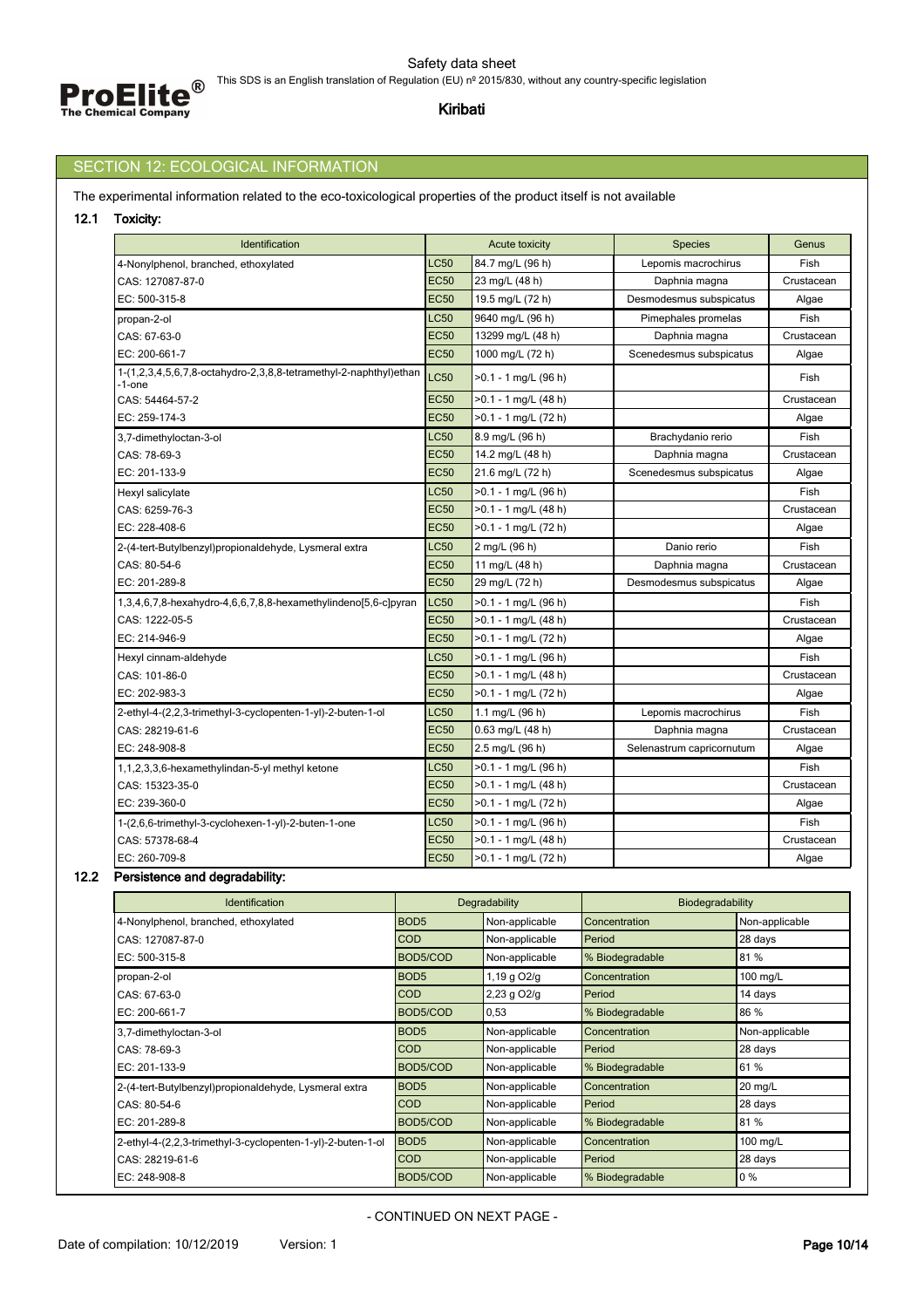## SECTION 12: ECOLOGICAL INFORMATION

The experimental information related to the eco-toxicological properties of the product itself is not available

### 12.1 Toxicity:

| Identification | Acute toxicity | | Species | Genus |
|---|---|---|---|---|
| 4-Nonylphenol, branched, ethoxylated | LC50 | 84.7 mg/L (96 h) | Lepomis macrochirus | Fish |
| CAS: 127087-87-0 | EC50 | 23 mg/L (48 h) | Daphnia magna | Crustacean |
| EC: 500-315-8 | EC50 | 19.5 mg/L (72 h) | Desmodesmus subspicatus | Algae |
| propan-2-ol | LC50 | 9640 mg/L (96 h) | Pimephales promelas | Fish |
| CAS: 67-63-0 | EC50 | 13299 mg/L (48 h) | Daphnia magna | Crustacean |
| EC: 200-661-7 | EC50 | 1000 mg/L (72 h) | Scenedesmus subspicatus | Algae |
| 1-(1,2,3,4,5,6,7,8-octahydro-2,3,8,8-tetramethyl-2-naphthyl)ethan-1-one | LC50 | >0.1 - 1 mg/L (96 h) | | Fish |
| CAS: 54464-57-2 | EC50 | >0.1 - 1 mg/L (48 h) | | Crustacean |
| EC: 259-174-3 | EC50 | >0.1 - 1 mg/L (72 h) | | Algae |
| 3,7-dimethyloctan-3-ol | LC50 | 8.9 mg/L (96 h) | Brachydanio rerio | Fish |
| CAS: 78-69-3 | EC50 | 14.2 mg/L (48 h) | Daphnia magna | Crustacean |
| EC: 201-133-9 | EC50 | 21.6 mg/L (72 h) | Scenedesmus subspicatus | Algae |
| Hexyl salicylate | LC50 | >0.1 - 1 mg/L (96 h) | | Fish |
| CAS: 6259-76-3 | EC50 | >0.1 - 1 mg/L (48 h) | | Crustacean |
| EC: 228-408-6 | EC50 | >0.1 - 1 mg/L (72 h) | | Algae |
| 2-(4-tert-Butylbenzyl)propionaldehyde, Lysmeral extra | LC50 | 2 mg/L (96 h) | Danio rerio | Fish |
| CAS: 80-54-6 | EC50 | 11 mg/L (48 h) | Daphnia magna | Crustacean |
| EC: 201-289-8 | EC50 | 29 mg/L (72 h) | Desmodesmus subspicatus | Algae |
| 1,3,4,6,7,8-hexahydro-4,6,6,7,8,8-hexamethylindeno[5,6-c]pyran | LC50 | >0.1 - 1 mg/L (96 h) | | Fish |
| CAS: 1222-05-5 | EC50 | >0.1 - 1 mg/L (48 h) | | Crustacean |
| EC: 214-946-9 | EC50 | >0.1 - 1 mg/L (72 h) | | Algae |
| Hexyl cinnam-aldehyde | LC50 | >0.1 - 1 mg/L (96 h) | | Fish |
| CAS: 101-86-0 | EC50 | >0.1 - 1 mg/L (48 h) | | Crustacean |
| EC: 202-983-3 | EC50 | >0.1 - 1 mg/L (72 h) | | Algae |
| 2-ethyl-4-(2,2,3-trimethyl-3-cyclopenten-1-yl)-2-buten-1-ol | LC50 | 1.1 mg/L (96 h) | Lepomis macrochirus | Fish |
| CAS: 28219-61-6 | EC50 | 0.63 mg/L (48 h) | Daphnia magna | Crustacean |
| EC: 248-908-8 | EC50 | 2.5 mg/L (96 h) | Selenastrum capricornutum | Algae |
| 1,1,2,3,3,6-hexamethylindan-5-yl methyl ketone | LC50 | >0.1 - 1 mg/L (96 h) | | Fish |
| CAS: 15323-35-0 | EC50 | >0.1 - 1 mg/L (48 h) | | Crustacean |
| EC: 239-360-0 | EC50 | >0.1 - 1 mg/L (72 h) | | Algae |
| 1-(2,6,6-trimethyl-3-cyclohexen-1-yl)-2-buten-1-one | LC50 | >0.1 - 1 mg/L (96 h) | | Fish |
| CAS: 57378-68-4 | EC50 | >0.1 - 1 mg/L (48 h) | | Crustacean |
| EC: 260-709-8 | EC50 | >0.1 - 1 mg/L (72 h) | | Algae |

### 12.2 Persistence and degradability:

| Identification | Degradability | | Biodegradability | |
|---|---|---|---|---|
| 4-Nonylphenol, branched, ethoxylated | BOD5 | Non-applicable | Concentration | Non-applicable |
| CAS: 127087-87-0 | COD | Non-applicable | Period | 28 days |
| EC: 500-315-8 | BOD5/COD | Non-applicable | % Biodegradable | 81 % |
| propan-2-ol | BOD5 | 1,19 g O2/g | Concentration | 100 mg/L |
| CAS: 67-63-0 | COD | 2,23 g O2/g | Period | 14 days |
| EC: 200-661-7 | BOD5/COD | 0,53 | % Biodegradable | 86 % |
| 3,7-dimethyloctan-3-ol | BOD5 | Non-applicable | Concentration | Non-applicable |
| CAS: 78-69-3 | COD | Non-applicable | Period | 28 days |
| EC: 201-133-9 | BOD5/COD | Non-applicable | % Biodegradable | 61 % |
| 2-(4-tert-Butylbenzyl)propionaldehyde, Lysmeral extra | BOD5 | Non-applicable | Concentration | 20 mg/L |
| CAS: 80-54-6 | COD | Non-applicable | Period | 28 days |
| EC: 201-289-8 | BOD5/COD | Non-applicable | % Biodegradable | 81 % |
| 2-ethyl-4-(2,2,3-trimethyl-3-cyclopenten-1-yl)-2-buten-1-ol | BOD5 | Non-applicable | Concentration | 100 mg/L |
| CAS: 28219-61-6 | COD | Non-applicable | Period | 28 days |
| EC: 248-908-8 | BOD5/COD | Non-applicable | % Biodegradable | 0 % |

- CONTINUED ON NEXT PAGE -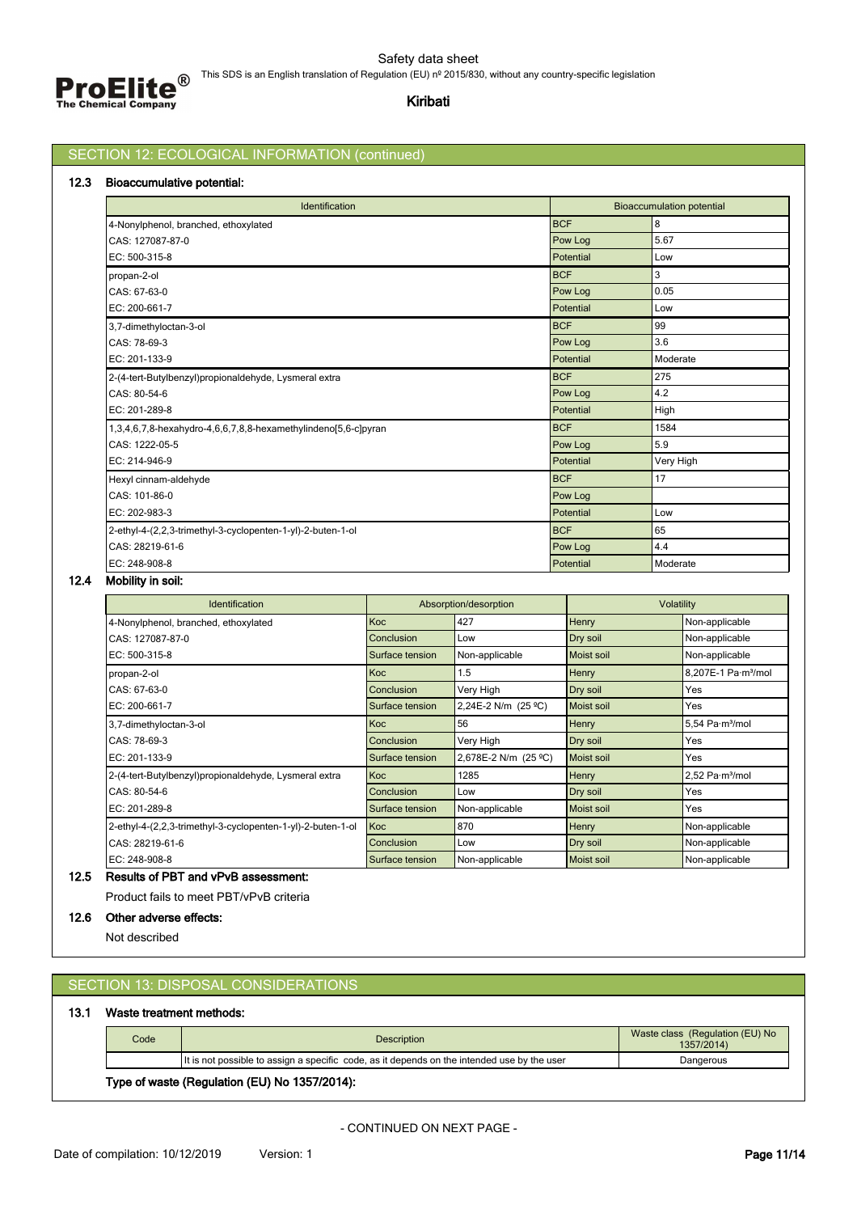## SECTION 12: ECOLOGICAL INFORMATION (continued)

### 12.3 Bioaccumulative potential:

| Identification | Bioaccumulation potential | |
|---|---|---|
| 4-Nonylphenol, branched, ethoxylated | BCF | 8 |
| CAS: 127087-87-0 | Pow Log | 5.67 |
| EC: 500-315-8 | Potential | Low |
| propan-2-ol | BCF | 3 |
| CAS: 67-63-0 | Pow Log | 0.05 |
| EC: 200-661-7 | Potential | Low |
| 3,7-dimethyloctan-3-ol | BCF | 99 |
| CAS: 78-69-3 | Pow Log | 3.6 |
| EC: 201-133-9 | Potential | Moderate |
| 2-(4-tert-Butylbenzyl)propionaldehyde, Lysmeral extra | BCF | 275 |
| CAS: 80-54-6 | Pow Log | 4.2 |
| EC: 201-289-8 | Potential | High |
| 1,3,4,6,7,8-hexahydro-4,6,6,7,8,8-hexamethylindeno[5,6-c]pyran | BCF | 1584 |
| CAS: 1222-05-5 | Pow Log | 5.9 |
| EC: 214-946-9 | Potential | Very High |
| Hexyl cinnam-aldehyde | BCF | 17 |
| CAS: 101-86-0 | Pow Log | |
| EC: 202-983-3 | Potential | Low |
| 2-ethyl-4-(2,2,3-trimethyl-3-cyclopenten-1-yl)-2-buten-1-ol | BCF | 65 |
| CAS: 28219-61-6 | Pow Log | 4.4 |
| EC: 248-908-8 | Potential | Moderate |

### 12.4 Mobility in soil:

| Identification | Absorption/desorption | | Volatility | |
|---|---|---|---|---|
| 4-Nonylphenol, branched, ethoxylated | Koc | 427 | Henry | Non-applicable |
| CAS: 127087-87-0 | Conclusion | Low | Dry soil | Non-applicable |
| EC: 500-315-8 | Surface tension | Non-applicable | Moist soil | Non-applicable |
| propan-2-ol | Koc | 1.5 | Henry | 8,207E-1 Pa·m³/mol |
| CAS: 67-63-0 | Conclusion | Very High | Dry soil | Yes |
| EC: 200-661-7 | Surface tension | 2,24E-2 N/m (25 ºC) | Moist soil | Yes |
| 3,7-dimethyloctan-3-ol | Koc | 56 | Henry | 5,54 Pa·m³/mol |
| CAS: 78-69-3 | Conclusion | Very High | Dry soil | Yes |
| EC: 201-133-9 | Surface tension | 2,678E-2 N/m (25 ºC) | Moist soil | Yes |
| 2-(4-tert-Butylbenzyl)propionaldehyde, Lysmeral extra | Koc | 1285 | Henry | 2,52 Pa·m³/mol |
| CAS: 80-54-6 | Conclusion | Low | Dry soil | Yes |
| EC: 201-289-8 | Surface tension | Non-applicable | Moist soil | Yes |
| 2-ethyl-4-(2,2,3-trimethyl-3-cyclopenten-1-yl)-2-buten-1-ol | Koc | 870 | Henry | Non-applicable |
| CAS: 28219-61-6 | Conclusion | Low | Dry soil | Non-applicable |
| EC: 248-908-8 | Surface tension | Non-applicable | Moist soil | Non-applicable |

### 12.5 Results of PBT and vPvB assessment:

Product fails to meet PBT/vPvB criteria

### 12.6 Other adverse effects:

Not described

## SECTION 13: DISPOSAL CONSIDERATIONS

### 13.1 Waste treatment methods:

| Code | Description | Waste class (Regulation (EU) No 1357/2014) |
|---|---|---|
| | It is not possible to assign a specific code, as it depends on the intended use by the user | Dangerous |

**Type of waste (Regulation (EU) No 1357/2014):**

- CONTINUED ON NEXT PAGE -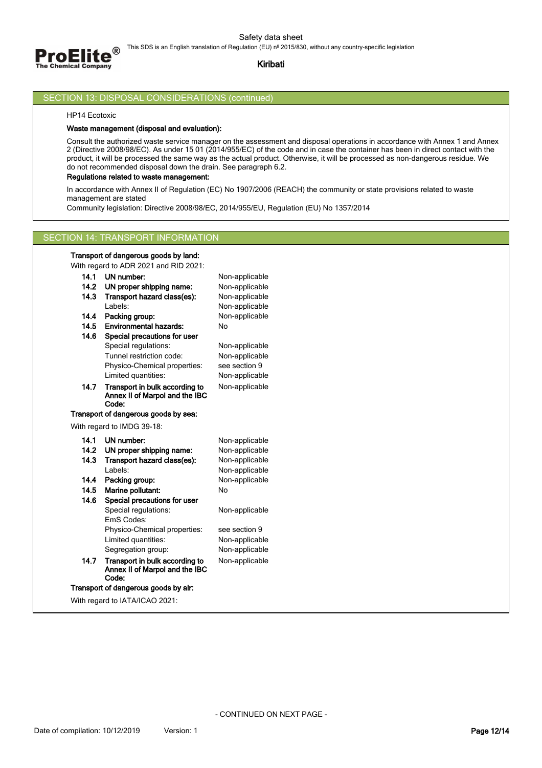## SECTION 13: DISPOSAL CONSIDERATIONS (continued)

HP14 Ecotoxic

**Waste management (disposal and evaluation):**

Consult the authorized waste service manager on the assessment and disposal operations in accordance with Annex 1 and Annex 2 (Directive 2008/98/EC). As under 15 01 (2014/955/EC) of the code and in case the container has been in direct contact with the product, it will be processed the same way as the actual product. Otherwise, it will be processed as non-dangerous residue. We do not recommended disposal down the drain. See paragraph 6.2.

**Regulations related to waste management:**

In accordance with Annex II of Regulation (EC) No 1907/2006 (REACH) the community or state provisions related to waste management are stated

Community legislation: Directive 2008/98/EC, 2014/955/EU, Regulation (EU) No 1357/2014

## SECTION 14: TRANSPORT INFORMATION

**Transport of dangerous goods by land:**

With regard to ADR 2021 and RID 2021:

| | | |
|---|---|---|
| **14.1** | **UN number:** | Non-applicable |
| **14.2** | **UN proper shipping name:** | Non-applicable |
| **14.3** | **Transport hazard class(es):** | Non-applicable |
| | Labels: | Non-applicable |
| **14.4** | **Packing group:** | Non-applicable |
| **14.5** | **Environmental hazards:** | No |
| **14.6** | **Special precautions for user** | |
| | Special regulations: | Non-applicable |
| | Tunnel restriction code: | Non-applicable |
| | Physico-Chemical properties: | see section 9 |
| | Limited quantities: | Non-applicable |
| **14.7** | **Transport in bulk according to Annex II of Marpol and the IBC Code:** | Non-applicable |

**Transport of dangerous goods by sea:**

With regard to IMDG 39-18:

| | | |
|---|---|---|
| **14.1** | **UN number:** | Non-applicable |
| **14.2** | **UN proper shipping name:** | Non-applicable |
| **14.3** | **Transport hazard class(es):** | Non-applicable |
| | Labels: | Non-applicable |
| **14.4** | **Packing group:** | Non-applicable |
| **14.5** | **Marine pollutant:** | No |
| **14.6** | **Special precautions for user** | |
| | Special regulations: | Non-applicable |
| | EmS Codes: | |
| | Physico-Chemical properties: | see section 9 |
| | Limited quantities: | Non-applicable |
| | Segregation group: | Non-applicable |
| **14.7** | **Transport in bulk according to Annex II of Marpol and the IBC Code:** | Non-applicable |

**Transport of dangerous goods by air:**

With regard to IATA/ICAO 2021:

- CONTINUED ON NEXT PAGE -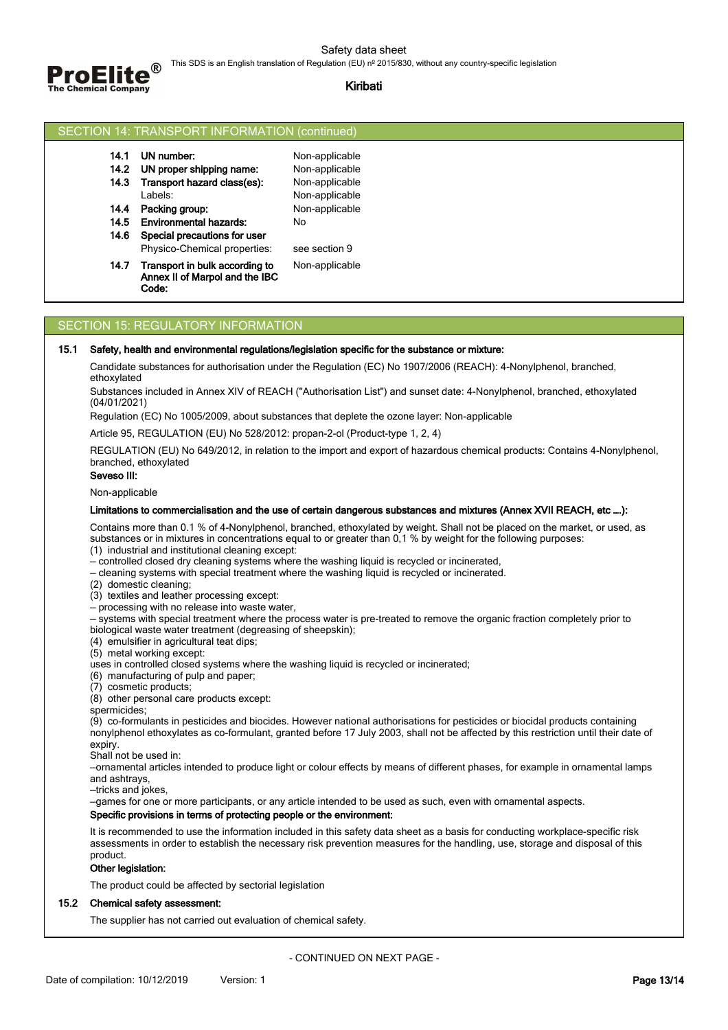## SECTION 14: TRANSPORT INFORMATION (continued)

| | | |
|---|---|---|
| 14.1 | **UN number:** | Non-applicable |
| 14.2 | **UN proper shipping name:** | Non-applicable |
| 14.3 | **Transport hazard class(es):** | Non-applicable |
| | Labels: | Non-applicable |
| 14.4 | **Packing group:** | Non-applicable |
| 14.5 | **Environmental hazards:** | No |
| 14.6 | **Special precautions for user** | |
| | Physico-Chemical properties: | see section 9 |
| 14.7 | **Transport in bulk according to Annex II of Marpol and the IBC Code:** | Non-applicable |

## SECTION 15: REGULATORY INFORMATION

**15.1 Safety, health and environmental regulations/legislation specific for the substance or mixture:**

Candidate substances for authorisation under the Regulation (EC) No 1907/2006 (REACH): 4-Nonylphenol, branched, ethoxylated

Substances included in Annex XIV of REACH ("Authorisation List") and sunset date: 4-Nonylphenol, branched, ethoxylated (04/01/2021)

Regulation (EC) No 1005/2009, about substances that deplete the ozone layer: Non-applicable

Article 95, REGULATION (EU) No 528/2012: propan-2-ol (Product-type 1, 2, 4)

REGULATION (EU) No 649/2012, in relation to the import and export of hazardous chemical products: Contains 4-Nonylphenol, branched, ethoxylated

**Seveso III:**

Non-applicable

**Limitations to commercialisation and the use of certain dangerous substances and mixtures (Annex XVII REACH, etc ….):**

Contains more than 0.1 % of 4-Nonylphenol, branched, ethoxylated by weight. Shall not be placed on the market, or used, as substances or in mixtures in concentrations equal to or greater than 0,1 % by weight for the following purposes:
(1) industrial and institutional cleaning except:
– controlled closed dry cleaning systems where the washing liquid is recycled or incinerated,
– cleaning systems with special treatment where the washing liquid is recycled or incinerated.
(2) domestic cleaning;
(3) textiles and leather processing except:
– processing with no release into waste water,
– systems with special treatment where the process water is pre-treated to remove the organic fraction completely prior to biological waste water treatment (degreasing of sheepskin);
(4) emulsifier in agricultural teat dips;
(5) metal working except:
uses in controlled closed systems where the washing liquid is recycled or incinerated;
(6) manufacturing of pulp and paper;
(7) cosmetic products;
(8) other personal care products except:
spermicides;
(9) co-formulants in pesticides and biocides. However national authorisations for pesticides or biocidal products containing nonylphenol ethoxylates as co-formulant, granted before 17 July 2003, shall not be affected by this restriction until their date of expiry.
Shall not be used in:
–ornamental articles intended to produce light or colour effects by means of different phases, for example in ornamental lamps and ashtrays,
–tricks and jokes,
–games for one or more participants, or any article intended to be used as such, even with ornamental aspects.

**Specific provisions in terms of protecting people or the environment:**

It is recommended to use the information included in this safety data sheet as a basis for conducting workplace-specific risk assessments in order to establish the necessary risk prevention measures for the handling, use, storage and disposal of this product.

**Other legislation:**

The product could be affected by sectorial legislation

**15.2 Chemical safety assessment:**

The supplier has not carried out evaluation of chemical safety.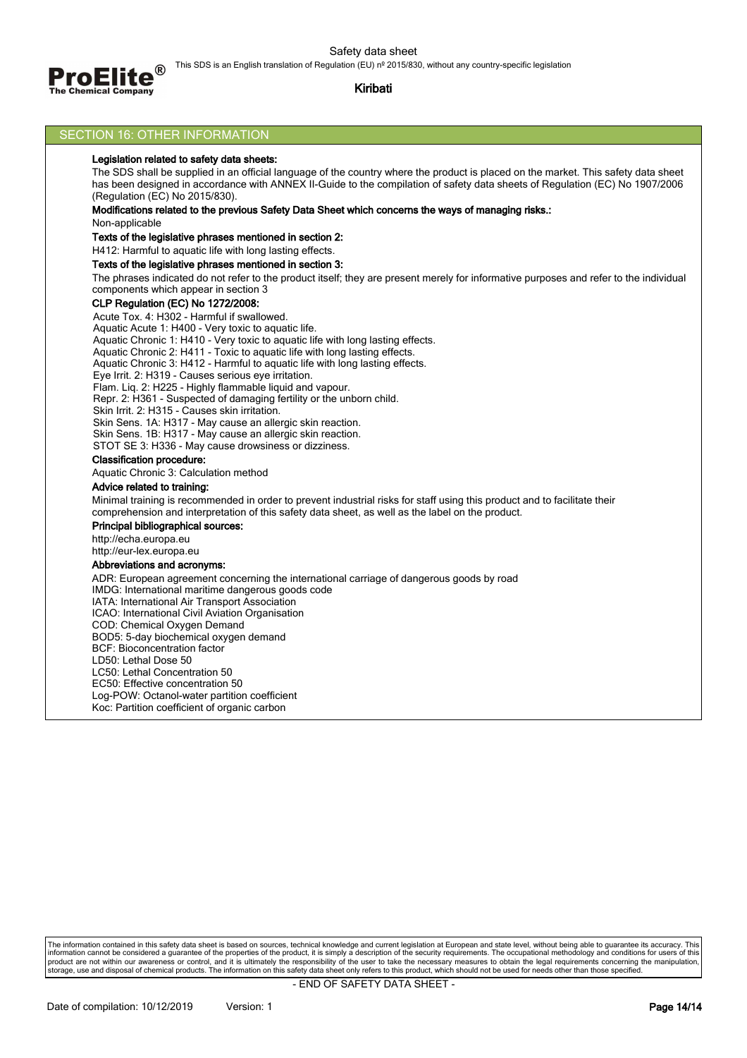## SECTION 16: OTHER INFORMATION

**Legislation related to safety data sheets:**

The SDS shall be supplied in an official language of the country where the product is placed on the market. This safety data sheet has been designed in accordance with ANNEX II-Guide to the compilation of safety data sheets of Regulation (EC) No 1907/2006 (Regulation (EC) No 2015/830).

**Modifications related to the previous Safety Data Sheet which concerns the ways of managing risks.:**

Non-applicable

**Texts of the legislative phrases mentioned in section 2:**

H412: Harmful to aquatic life with long lasting effects.

**Texts of the legislative phrases mentioned in section 3:**

The phrases indicated do not refer to the product itself; they are present merely for informative purposes and refer to the individual components which appear in section 3

**CLP Regulation (EC) No 1272/2008:**

Acute Tox. 4: H302 - Harmful if swallowed.
Aquatic Acute 1: H400 - Very toxic to aquatic life.
Aquatic Chronic 1: H410 - Very toxic to aquatic life with long lasting effects.
Aquatic Chronic 2: H411 - Toxic to aquatic life with long lasting effects.
Aquatic Chronic 3: H412 - Harmful to aquatic life with long lasting effects.
Eye Irrit. 2: H319 - Causes serious eye irritation.
Flam. Liq. 2: H225 - Highly flammable liquid and vapour.
Repr. 2: H361 - Suspected of damaging fertility or the unborn child.
Skin Irrit. 2: H315 - Causes skin irritation.
Skin Sens. 1A: H317 - May cause an allergic skin reaction.
Skin Sens. 1B: H317 - May cause an allergic skin reaction.
STOT SE 3: H336 - May cause drowsiness or dizziness.

**Classification procedure:**

Aquatic Chronic 3: Calculation method

**Advice related to training:**

Minimal training is recommended in order to prevent industrial risks for staff using this product and to facilitate their comprehension and interpretation of this safety data sheet, as well as the label on the product.

**Principal bibliographical sources:**

http://echa.europa.eu
http://eur-lex.europa.eu

**Abbreviations and acronyms:**

ADR: European agreement concerning the international carriage of dangerous goods by road
IMDG: International maritime dangerous goods code
IATA: International Air Transport Association
ICAO: International Civil Aviation Organisation
COD: Chemical Oxygen Demand
BOD5: 5-day biochemical oxygen demand
BCF: Bioconcentration factor
LD50: Lethal Dose 50
LC50: Lethal Concentration 50
EC50: Effective concentration 50
Log-POW: Octanol-water partition coefficient
Koc: Partition coefficient of organic carbon

The information contained in this safety data sheet is based on sources, technical knowledge and current legislation at European and state level, without being able to guarantee its accuracy. This information cannot be considered a guarantee of the properties of the product, it is simply a description of the security requirements. The occupational methodology and conditions for users of this product are not within our awareness or control, and it is ultimately the responsibility of the user to take the necessary measures to obtain the legal requirements concerning the manipulation, storage, use and disposal of chemical products. The information on this safety data sheet only refers to this product, which should not be used for needs other than those specified.

- END OF SAFETY DATA SHEET -